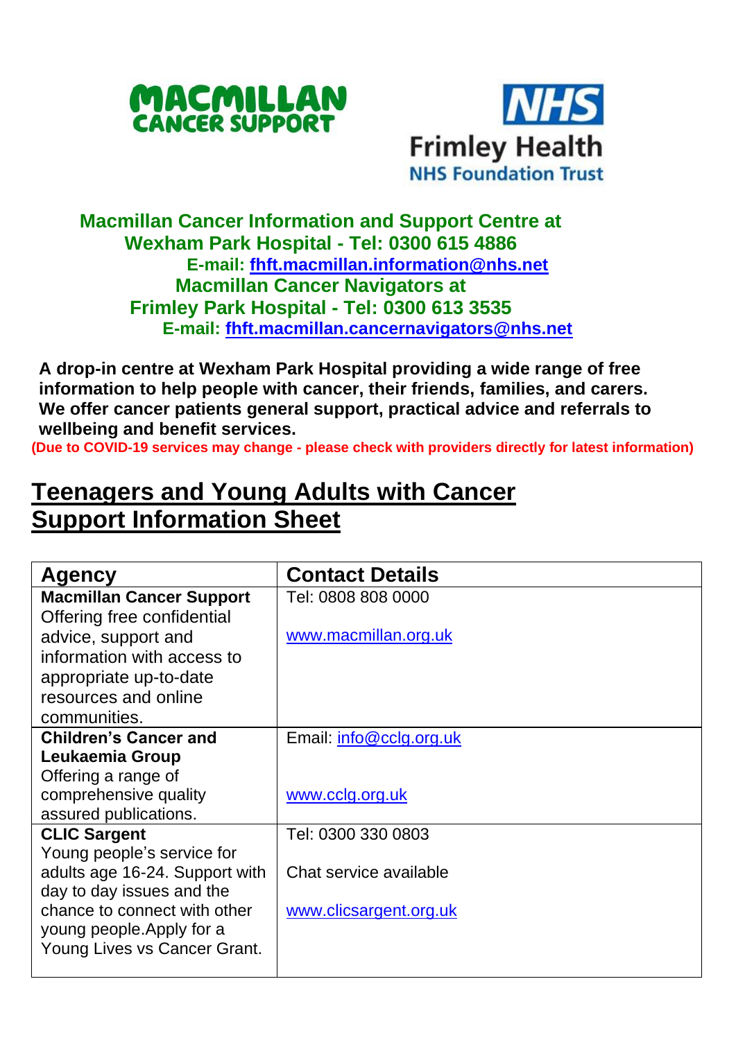MACMILLAN CANCER SUPPORT

NHS Frimley Health NHS Foundation Trust

**Macmillan Cancer Information and Support Centre at Wexham Park Hospital - Tel: 0300 615 4886**
**E-mail: fhft.macmillan.information@nhs.net**
**Macmillan Cancer Navigators at Frimley Park Hospital - Tel: 0300 613 3535**
**E-mail: fhft.macmillan.cancernavigators@nhs.net**

**A drop-in centre at Wexham Park Hospital providing a wide range of free information to help people with cancer, their friends, families, and carers. We offer cancer patients general support, practical advice and referrals to wellbeing and benefit services.**

**(Due to COVID-19 services may change - please check with providers directly for latest information)**

# Teenagers and Young Adults with Cancer Support Information Sheet

| Agency | Contact Details |
|---|---|
| **Macmillan Cancer Support** Offering free confidential advice, support and information with access to appropriate up-to-date resources and online communities. | Tel: 0808 808 0000<br><br>www.macmillan.org.uk |
| **Children's Cancer and Leukaemia Group** Offering a range of comprehensive quality assured publications. | Email: info@cclg.org.uk<br><br>www.cclg.org.uk |
| **CLIC Sargent** Young people's service for adults age 16-24. Support with day to day issues and the chance to connect with other young people.Apply for a Young Lives vs Cancer Grant. | Tel: 0300 330 0803<br><br>Chat service available<br><br>www.clicsargent.org.uk |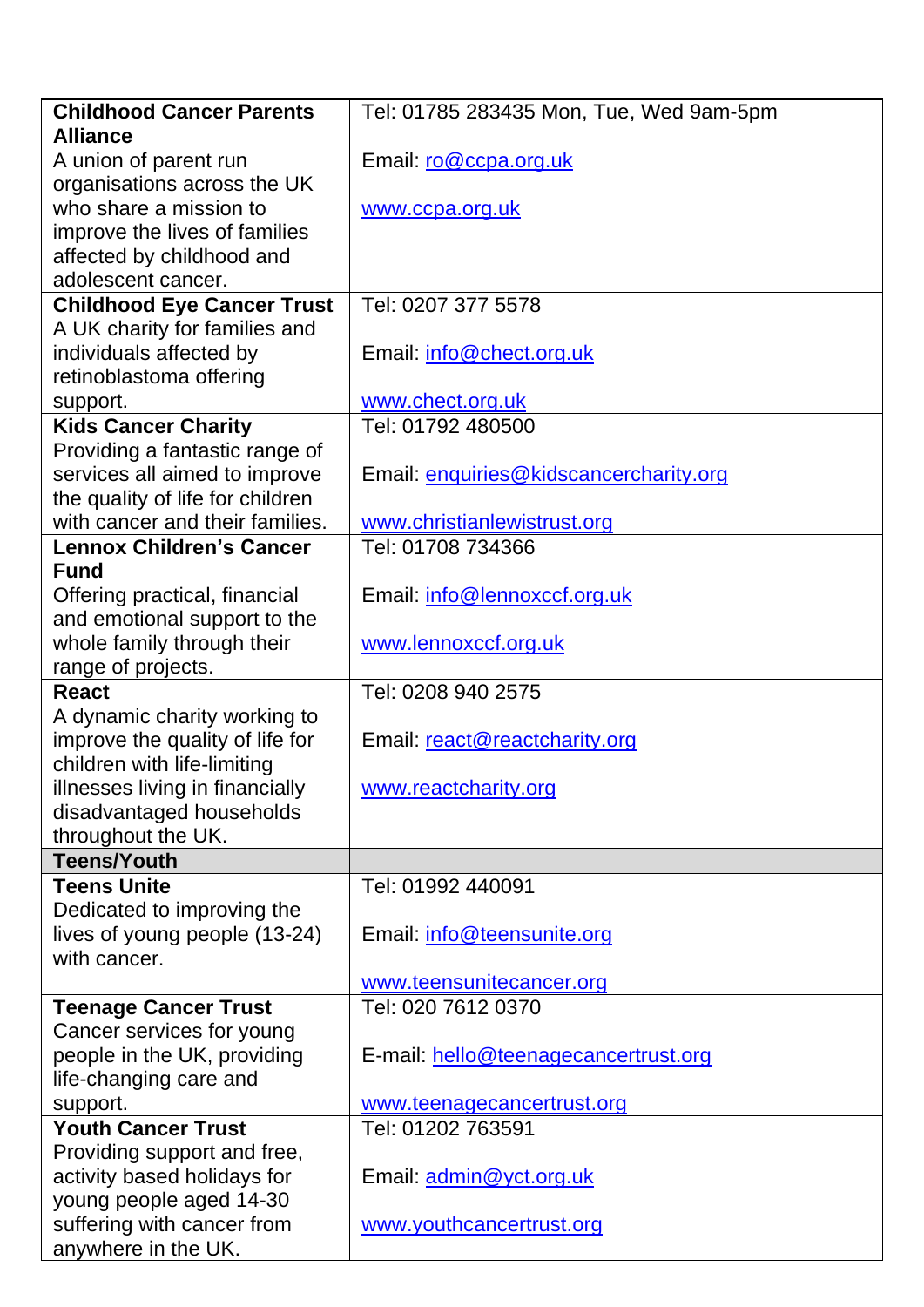| | |
|---|---|
| **Childhood Cancer Parents Alliance**<br>A union of parent run organisations across the UK who share a mission to improve the lives of families affected by childhood and adolescent cancer. | Tel: 01785 283435 Mon, Tue, Wed 9am-5pm<br><br>Email: ro@ccpa.org.uk<br><br>www.ccpa.org.uk |
| **Childhood Eye Cancer Trust**<br>A UK charity for families and individuals affected by retinoblastoma offering support. | Tel: 0207 377 5578<br><br>Email: info@chect.org.uk<br><br>www.chect.org.uk |
| **Kids Cancer Charity**<br>Providing a fantastic range of services all aimed to improve the quality of life for children with cancer and their families. | Tel: 01792 480500<br><br>Email: enquiries@kidscancercharity.org<br><br>www.christianlewistrust.org |
| **Lennox Children's Cancer Fund**<br>Offering practical, financial and emotional support to the whole family through their range of projects. | Tel: 01708 734366<br><br>Email: info@lennoxccf.org.uk<br><br>www.lennoxccf.org.uk |
| **React**<br>A dynamic charity working to improve the quality of life for children with life-limiting illnesses living in financially disadvantaged households throughout the UK. | Tel: 0208 940 2575<br><br>Email: react@reactcharity.org<br><br>www.reactcharity.org |
| **Teens/Youth** | |
| **Teens Unite**<br>Dedicated to improving the lives of young people (13-24) with cancer. | Tel: 01992 440091<br><br>Email: info@teensunite.org<br><br>www.teensunitecancer.org |
| **Teenage Cancer Trust**<br>Cancer services for young people in the UK, providing life-changing care and support. | Tel: 020 7612 0370<br><br>E-mail: hello@teenagecancertrust.org<br><br>www.teenagecancertrust.org |
| **Youth Cancer Trust**<br>Providing support and free, activity based holidays for young people aged 14-30 suffering with cancer from anywhere in the UK. | Tel: 01202 763591<br><br>Email: admin@yct.org.uk<br><br>www.youthcancertrust.org |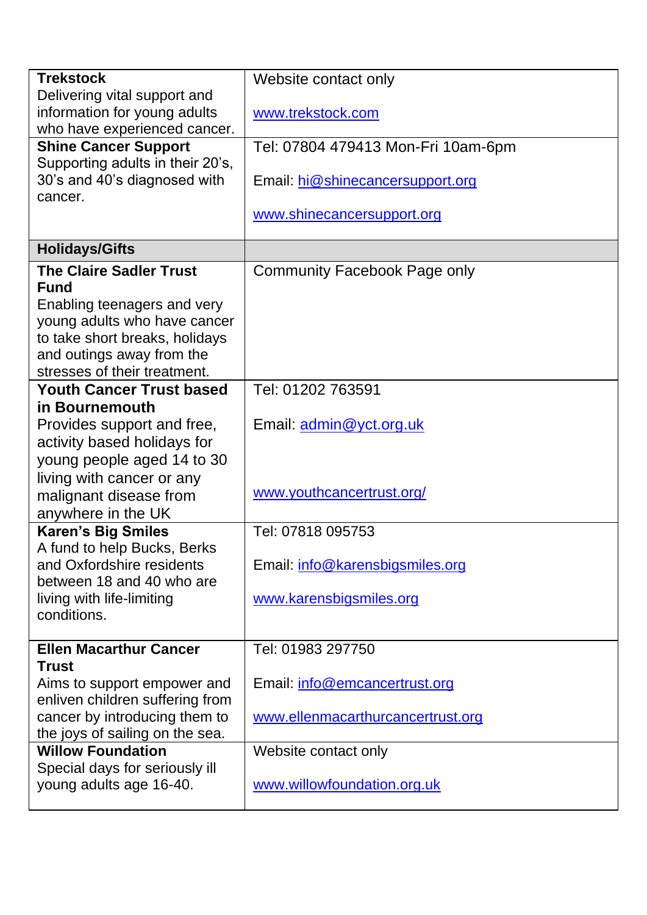| | |
|---|---|
| **Trekstock**<br>Delivering vital support and information for young adults who have experienced cancer. | Website contact only<br><br>www.trekstock.com |
| **Shine Cancer Support**<br>Supporting adults in their 20's, 30's and 40's diagnosed with cancer. | Tel: 07804 479413 Mon-Fri 10am-6pm<br><br>Email: hi@shinecancersupport.org<br><br>www.shinecancersupport.org |
| **Holidays/Gifts** | |
| **The Claire Sadler Trust Fund**<br>Enabling teenagers and very young adults who have cancer to take short breaks, holidays and outings away from the stresses of their treatment. | Community Facebook Page only |
| **Youth Cancer Trust based in Bournemouth**<br>Provides support and free, activity based holidays for young people aged 14 to 30 living with cancer or any malignant disease from anywhere in the UK | Tel: 01202 763591<br><br>Email: admin@yct.org.uk<br><br>www.youthcancertrust.org/ |
| **Karen's Big Smiles**<br>A fund to help Bucks, Berks and Oxfordshire residents between 18 and 40 who are living with life-limiting conditions. | Tel: 07818 095753<br><br>Email: info@karensbigsmiles.org<br><br>www.karensbigsmiles.org |
| **Ellen Macarthur Cancer Trust**<br>Aims to support empower and enliven children suffering from cancer by introducing them to the joys of sailing on the sea. | Tel: 01983 297750<br><br>Email: info@emcancertrust.org<br><br>www.ellenmacarthurcancertrust.org |
| **Willow Foundation**<br>Special days for seriously ill young adults age 16-40. | Website contact only<br><br>www.willowfoundation.org.uk |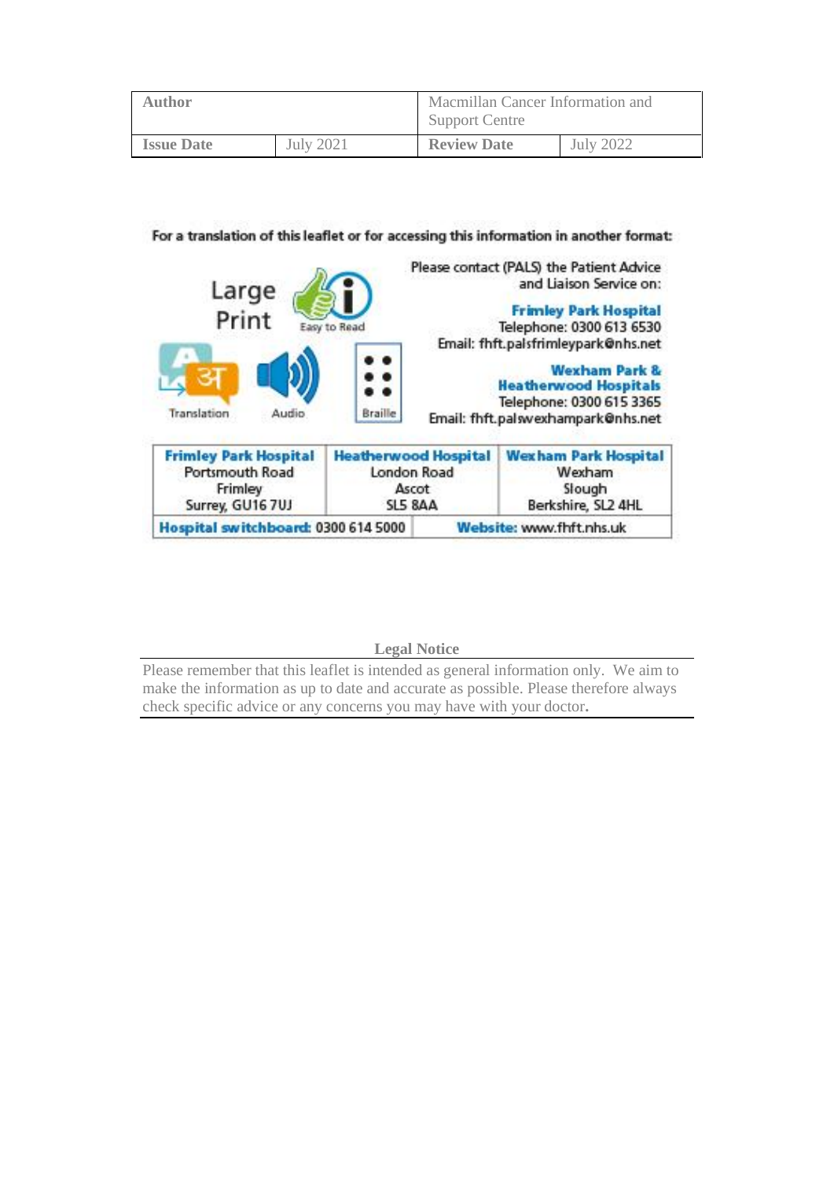| Author | | Macmillan Cancer Information and Support Centre | |
|---|---|---|---|
| Issue Date | July 2021 | Review Date | July 2022 |

For a translation of this leaflet or for accessing this information in another format:

Large Print

Easy to Read

Translation

Audio

Braille

Please contact (PALS) the Patient Advice and Liaison Service on:

**Frimley Park Hospital**
Telephone: 0300 613 6530
Email: fhft.palsfrimleypark@nhs.net

**Wexham Park & Heatherwood Hospitals**
Telephone: 0300 615 3365
Email: fhft.palswexhampark@nhs.net

| Frimley Park Hospital | Heatherwood Hospital | Wexham Park Hospital |
|---|---|---|
| Portsmouth Road<br>Frimley<br>Surrey, GU16 7UJ | London Road<br>Ascot<br>SL5 8AA | Wexham<br>Slough<br>Berkshire, SL2 4HL |
| **Hospital switchboard:** 0300 614 5000 | **Website:** www.fhft.nhs.uk | |

**Legal Notice**

Please remember that this leaflet is intended as general information only. We aim to make the information as up to date and accurate as possible. Please therefore always check specific advice or any concerns you may have with your doctor.